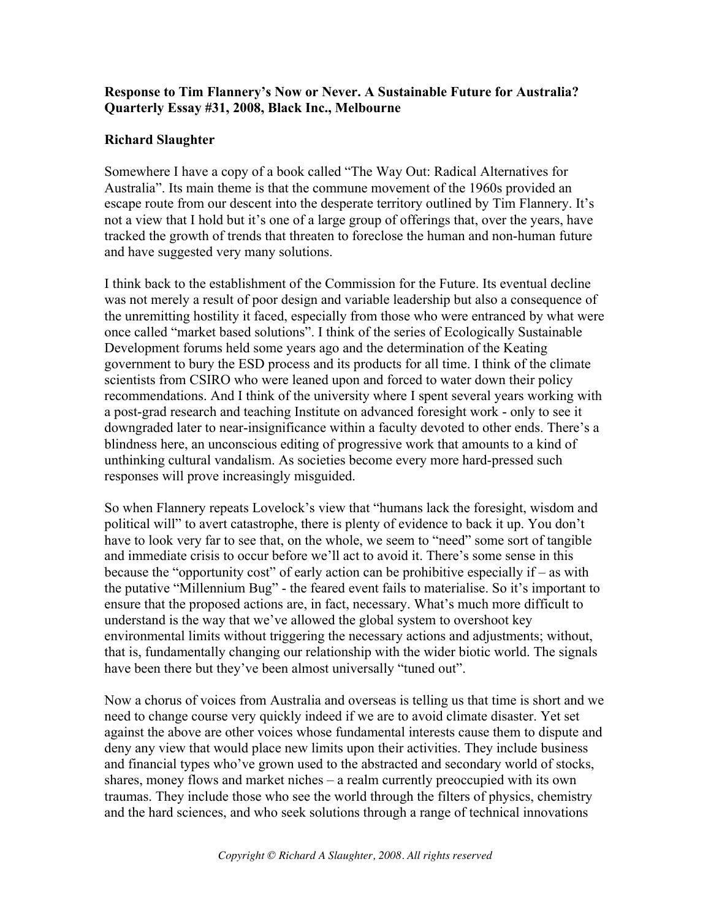**Response to Tim Flannery's Now or Never. A Sustainable Future for Australia? Quarterly Essay #31, 2008, Black Inc., Melbourne**

**Richard Slaughter**

Somewhere I have a copy of a book called "The Way Out: Radical Alternatives for Australia". Its main theme is that the commune movement of the 1960s provided an escape route from our descent into the desperate territory outlined by Tim Flannery. It's not a view that I hold but it's one of a large group of offerings that, over the years, have tracked the growth of trends that threaten to foreclose the human and non-human future and have suggested very many solutions.

I think back to the establishment of the Commission for the Future. Its eventual decline was not merely a result of poor design and variable leadership but also a consequence of the unremitting hostility it faced, especially from those who were entranced by what were once called "market based solutions". I think of the series of Ecologically Sustainable Development forums held some years ago and the determination of the Keating government to bury the ESD process and its products for all time. I think of the climate scientists from CSIRO who were leaned upon and forced to water down their policy recommendations. And I think of the university where I spent several years working with a post-grad research and teaching Institute on advanced foresight work - only to see it downgraded later to near-insignificance within a faculty devoted to other ends. There's a blindness here, an unconscious editing of progressive work that amounts to a kind of unthinking cultural vandalism. As societies become every more hard-pressed such responses will prove increasingly misguided.

So when Flannery repeats Lovelock's view that "humans lack the foresight, wisdom and political will" to avert catastrophe, there is plenty of evidence to back it up. You don't have to look very far to see that, on the whole, we seem to "need" some sort of tangible and immediate crisis to occur before we'll act to avoid it. There's some sense in this because the "opportunity cost" of early action can be prohibitive especially if – as with the putative "Millennium Bug" - the feared event fails to materialise. So it's important to ensure that the proposed actions are, in fact, necessary. What's much more difficult to understand is the way that we've allowed the global system to overshoot key environmental limits without triggering the necessary actions and adjustments; without, that is, fundamentally changing our relationship with the wider biotic world. The signals have been there but they've been almost universally "tuned out".

Now a chorus of voices from Australia and overseas is telling us that time is short and we need to change course very quickly indeed if we are to avoid climate disaster. Yet set against the above are other voices whose fundamental interests cause them to dispute and deny any view that would place new limits upon their activities. They include business and financial types who've grown used to the abstracted and secondary world of stocks, shares, money flows and market niches – a realm currently preoccupied with its own traumas. They include those who see the world through the filters of physics, chemistry and the hard sciences, and who seek solutions through a range of technical innovations

*Copyright © Richard A Slaughter, 2008. All rights reserved*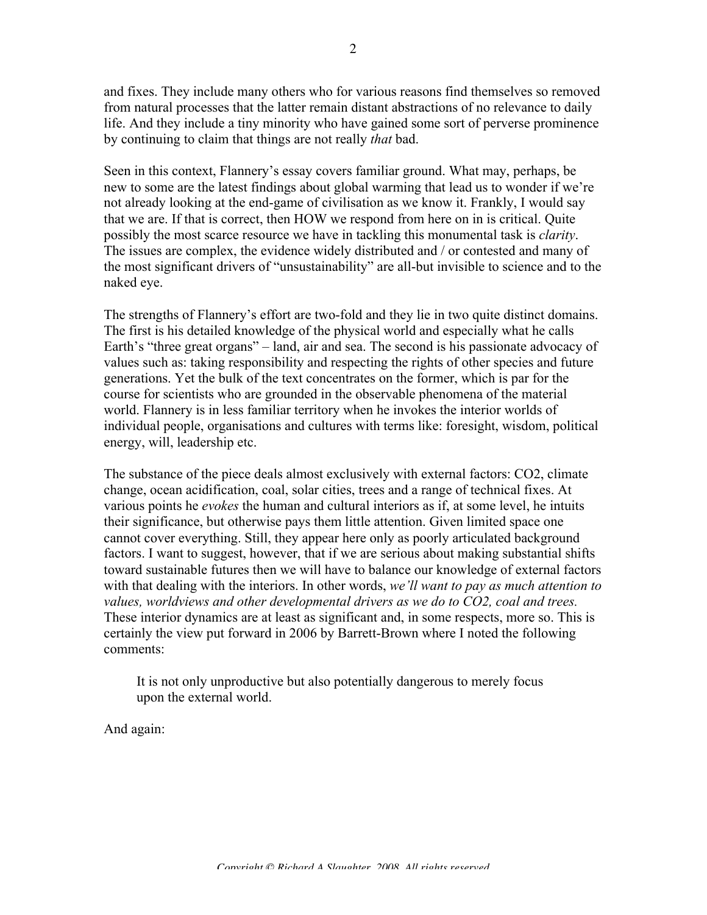and fixes. They include many others who for various reasons find themselves so removed from natural processes that the latter remain distant abstractions of no relevance to daily life. And they include a tiny minority who have gained some sort of perverse prominence by continuing to claim that things are not really *that* bad.

Seen in this context, Flannery's essay covers familiar ground. What may, perhaps, be new to some are the latest findings about global warming that lead us to wonder if we're not already looking at the end-game of civilisation as we know it. Frankly, I would say that we are. If that is correct, then HOW we respond from here on in is critical. Quite possibly the most scarce resource we have in tackling this monumental task is *clarity*. The issues are complex, the evidence widely distributed and / or contested and many of the most significant drivers of "unsustainability" are all-but invisible to science and to the naked eye.

The strengths of Flannery's effort are two-fold and they lie in two quite distinct domains. The first is his detailed knowledge of the physical world and especially what he calls Earth's "three great organs" – land, air and sea. The second is his passionate advocacy of values such as: taking responsibility and respecting the rights of other species and future generations. Yet the bulk of the text concentrates on the former, which is par for the course for scientists who are grounded in the observable phenomena of the material world. Flannery is in less familiar territory when he invokes the interior worlds of individual people, organisations and cultures with terms like: foresight, wisdom, political energy, will, leadership etc.

The substance of the piece deals almost exclusively with external factors: $CO_2$, climate change, ocean acidification, coal, solar cities, trees and a range of technical fixes. At various points he *evokes* the human and cultural interiors as if, at some level, he intuits their significance, but otherwise pays them little attention. Given limited space one cannot cover everything. Still, they appear here only as poorly articulated background factors. I want to suggest, however, that if we are serious about making substantial shifts toward sustainable futures then we will have to balance our knowledge of external factors with that dealing with the interiors. In other words, *we'll want to pay as much attention to values, worldviews and other developmental drivers as we do to $CO_2$, coal and trees.* These interior dynamics are at least as significant and, in some respects, more so. This is certainly the view put forward in 2006 by Barrett-Brown where I noted the following comments:

> It is not only unproductive but also potentially dangerous to merely focus upon the external world.

And again: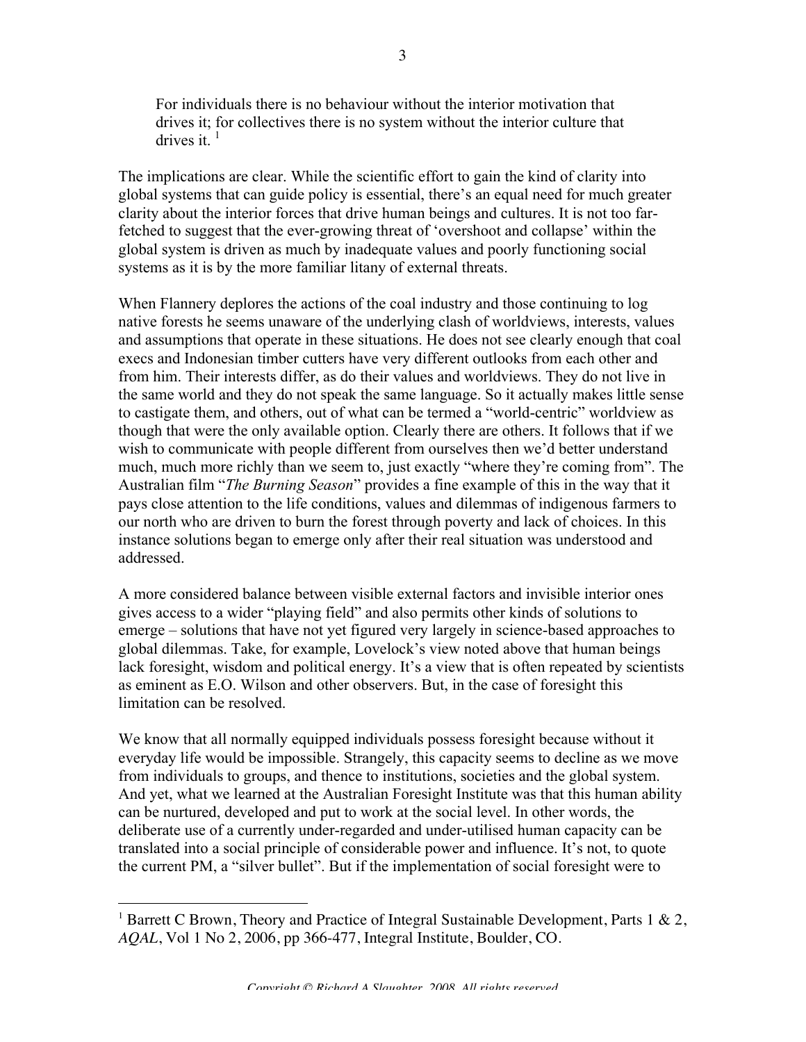> For individuals there is no behaviour without the interior motivation that drives it; for collectives there is no system without the interior culture that drives it. [1]

The implications are clear. While the scientific effort to gain the kind of clarity into global systems that can guide policy is essential, there's an equal need for much greater clarity about the interior forces that drive human beings and cultures. It is not too far-fetched to suggest that the ever-growing threat of 'overshoot and collapse' within the global system is driven as much by inadequate values and poorly functioning social systems as it is by the more familiar litany of external threats.

When Flannery deplores the actions of the coal industry and those continuing to log native forests he seems unaware of the underlying clash of worldviews, interests, values and assumptions that operate in these situations. He does not see clearly enough that coal execs and Indonesian timber cutters have very different outlooks from each other and from him. Their interests differ, as do their values and worldviews. They do not live in the same world and they do not speak the same language. So it actually makes little sense to castigate them, and others, out of what can be termed a "world-centric" worldview as though that were the only available option. Clearly there are others. It follows that if we wish to communicate with people different from ourselves then we'd better understand much, much more richly than we seem to, just exactly "where they're coming from". The Australian film "*The Burning Season*" provides a fine example of this in the way that it pays close attention to the life conditions, values and dilemmas of indigenous farmers to our north who are driven to burn the forest through poverty and lack of choices. In this instance solutions began to emerge only after their real situation was understood and addressed.

A more considered balance between visible external factors and invisible interior ones gives access to a wider "playing field" and also permits other kinds of solutions to emerge – solutions that have not yet figured very largely in science-based approaches to global dilemmas. Take, for example, Lovelock's view noted above that human beings lack foresight, wisdom and political energy. It's a view that is often repeated by scientists as eminent as E.O. Wilson and other observers. But, in the case of foresight this limitation can be resolved.

We know that all normally equipped individuals possess foresight because without it everyday life would be impossible. Strangely, this capacity seems to decline as we move from individuals to groups, and thence to institutions, societies and the global system. And yet, what we learned at the Australian Foresight Institute was that this human ability can be nurtured, developed and put to work at the social level. In other words, the deliberate use of a currently under-regarded and under-utilised human capacity can be translated into a social principle of considerable power and influence. It's not, to quote the current PM, a "silver bullet". But if the implementation of social foresight were to

---

[1] Barrett C Brown, Theory and Practice of Integral Sustainable Development, Parts 1 & 2, *AQAL*, Vol 1 No 2, 2006, pp 366-477, Integral Institute, Boulder, CO.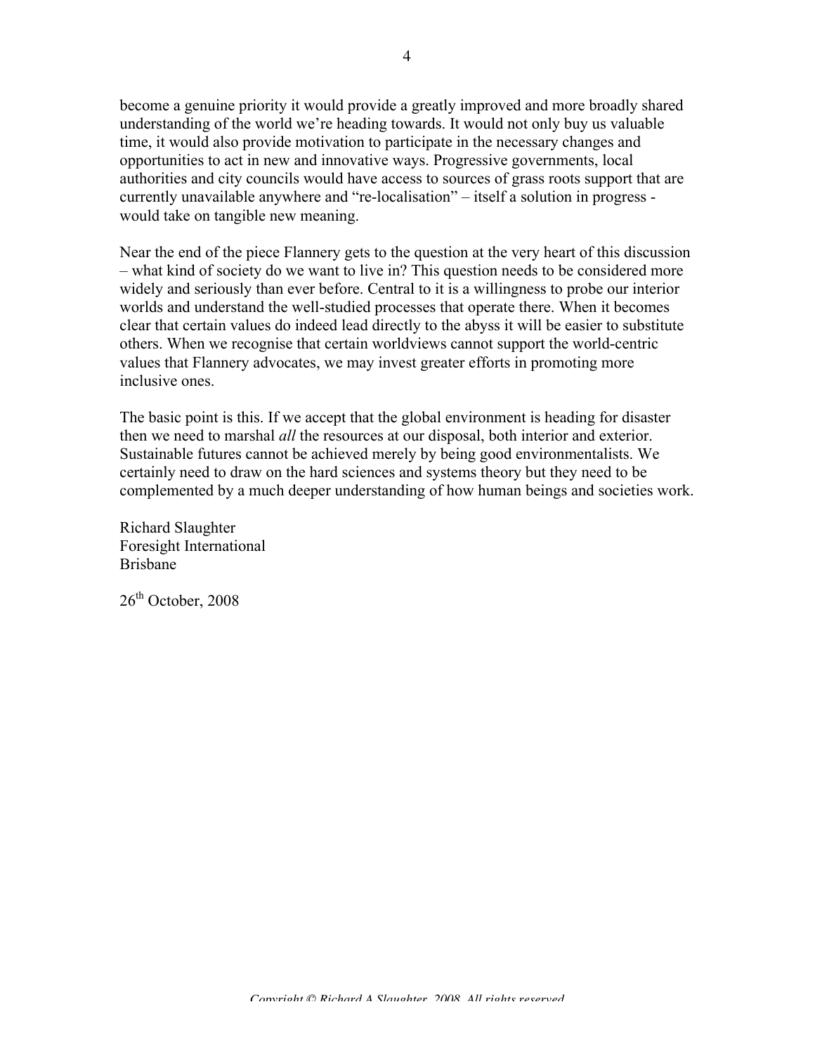become a genuine priority it would provide a greatly improved and more broadly shared understanding of the world we're heading towards. It would not only buy us valuable time, it would also provide motivation to participate in the necessary changes and opportunities to act in new and innovative ways. Progressive governments, local authorities and city councils would have access to sources of grass roots support that are currently unavailable anywhere and "re-localisation" – itself a solution in progress - would take on tangible new meaning.

Near the end of the piece Flannery gets to the question at the very heart of this discussion – what kind of society do we want to live in? This question needs to be considered more widely and seriously than ever before. Central to it is a willingness to probe our interior worlds and understand the well-studied processes that operate there. When it becomes clear that certain values do indeed lead directly to the abyss it will be easier to substitute others. When we recognise that certain worldviews cannot support the world-centric values that Flannery advocates, we may invest greater efforts in promoting more inclusive ones.

The basic point is this. If we accept that the global environment is heading for disaster then we need to marshal *all* the resources at our disposal, both interior and exterior. Sustainable futures cannot be achieved merely by being good environmentalists. We certainly need to draw on the hard sciences and systems theory but they need to be complemented by a much deeper understanding of how human beings and societies work.

Richard Slaughter
Foresight International
Brisbane

26th October, 2008

*Copyright © Richard A Slaughter, 2008. All rights reserved.*